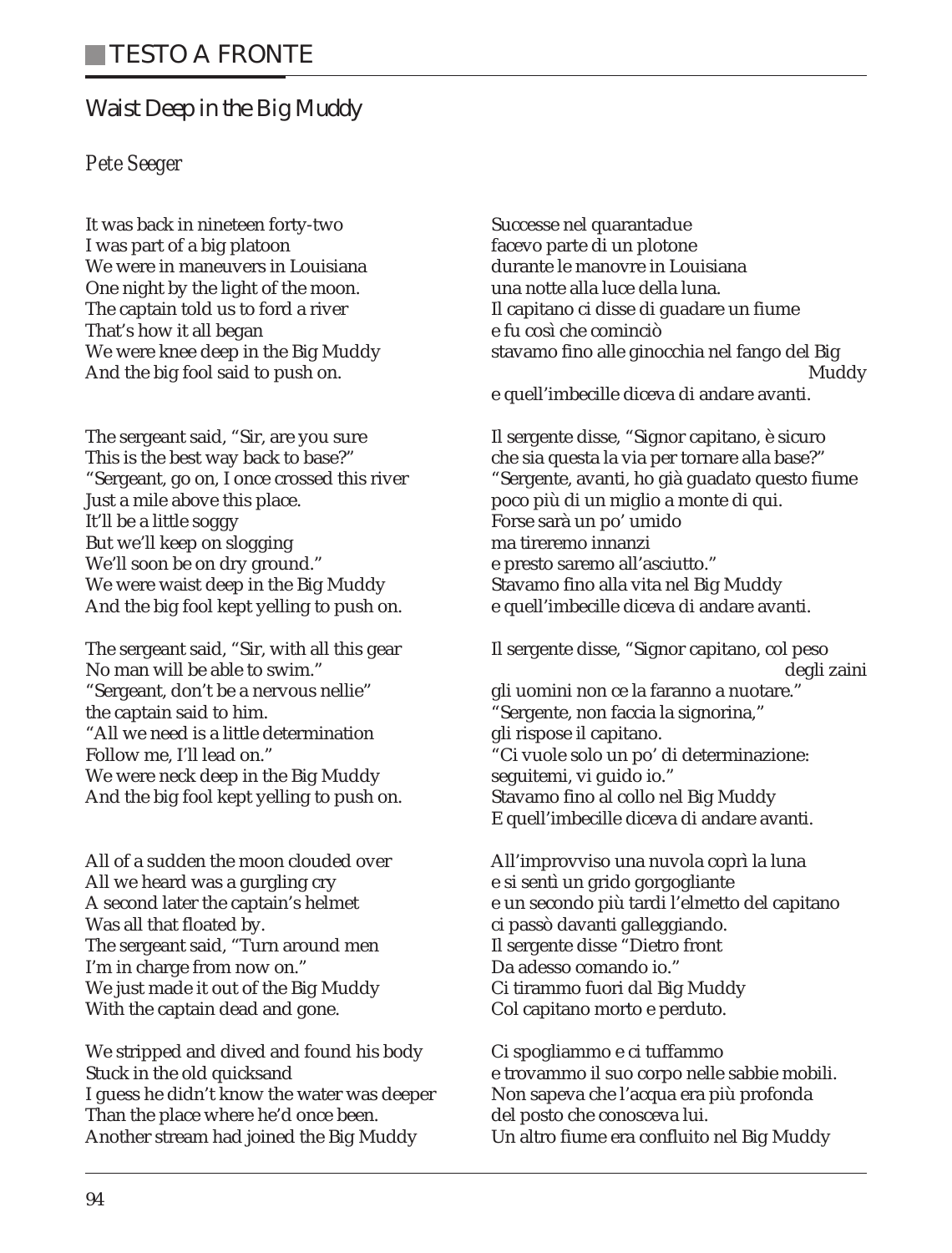## TESTO A FRONTE

### Waist Deep in the Big Muddy

*Pete Seeger*

It was back in nineteen forty-two
I was part of a big platoon
We were in maneuvers in Louisiana
One night by the light of the moon.
The captain told us to ford a river
That's how it all began
We were knee deep in the Big Muddy
And the big fool said to push on.

The sergeant said, "Sir, are you sure
This is the best way back to base?"
"Sergeant, go on, I once crossed this river
Just a mile above this place.
It'll be a little soggy
But we'll keep on slogging
We'll soon be on dry ground."
We were waist deep in the Big Muddy
And the big fool kept yelling to push on.

The sergeant said, "Sir, with all this gear
No man will be able to swim."
"Sergeant, don't be a nervous nellie"
the captain said to him.
"All we need is a little determination
Follow me, I'll lead on."
We were neck deep in the Big Muddy
And the big fool kept yelling to push on.

All of a sudden the moon clouded over
All we heard was a gurgling cry
A second later the captain's helmet
Was all that floated by.
The sergeant said, "Turn around men
I'm in charge from now on."
We just made it out of the Big Muddy
With the captain dead and gone.

We stripped and dived and found his body
Stuck in the old quicksand
I guess he didn't know the water was deeper
Than the place where he'd once been.
Another stream had joined the Big Muddy

Successe nel quarantadue
facevo parte di un plotone
durante le manovre in Louisiana
una notte alla luce della luna.
Il capitano ci disse di guadare un fiume
e fu così che cominciò
stavamo fino alle ginocchia nel fango del Big Muddy
e quell'imbecille diceva di andare avanti.

Il sergente disse, "Signor capitano, è sicuro
che sia questa la via per tornare alla base?"
"Sergente, avanti, ho già guadato questo fiume
poco più di un miglio a monte di qui.
Forse sarà un po' umido
ma tireremo innanzi
e presto saremo all'asciutto."
Stavamo fino alla vita nel Big Muddy
e quell'imbecille diceva di andare avanti.

Il sergente disse, "Signor capitano, col peso degli zaini
gli uomini non ce la faranno a nuotare."
"Sergente, non faccia la signorina,"
gli rispose il capitano.
"Ci vuole solo un po' di determinazione:
seguitemi, vi guido io."
Stavamo fino al collo nel Big Muddy
E quell'imbecille diceva di andare avanti.

All'improvviso una nuvola coprì la luna
e si sentì un grido gorgogliante
e un secondo più tardi l'elmetto del capitano
ci passò davanti galleggiando.
Il sergente disse "Dietro front
Da adesso comando io."
Ci tirammo fuori dal Big Muddy
Col capitano morto e perduto.

Ci spogliammo e ci tuffammo
e trovammo il suo corpo nelle sabbie mobili.
Non sapeva che l'acqua era più profonda
del posto che conosceva lui.
Un altro fiume era confluito nel Big Muddy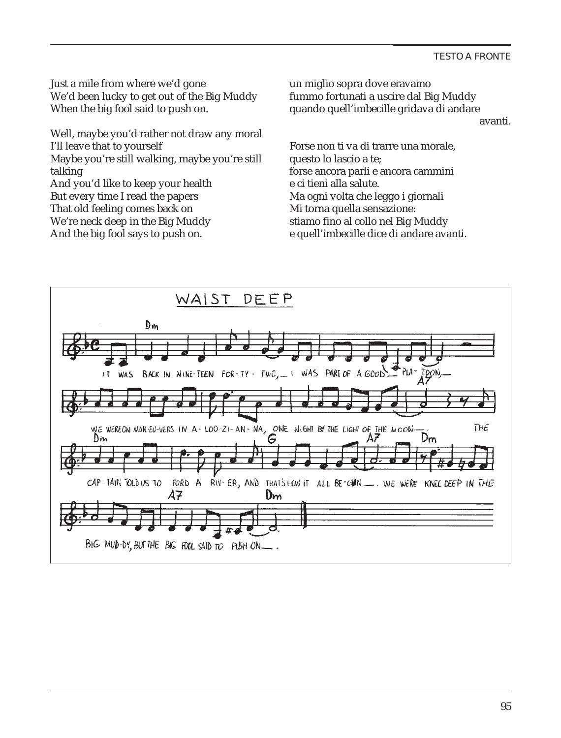Just a mile from where we'd gone
We'd been lucky to get out of the Big Muddy
When the big fool said to push on.

Well, maybe you'd rather not draw any moral
I'll leave that to yourself
Maybe you're still walking, maybe you're still talking
And you'd like to keep your health
But every time I read the papers
That old feeling comes back on
We're neck deep in the Big Muddy
And the big fool says to push on.

un miglio sopra dove eravamo
fummo fortunati a uscire dal Big Muddy
quando quell'imbecille gridava di andare avanti.

Forse non ti va di trarre una morale,
questo lo lascio a te;
forse ancora parli e ancora cammini
e ci tieni alla salute.
Ma ogni volta che leggo i giornali
Mi torna quella sensazione:
stiamo fino al collo nel Big Muddy
e quell'imbecille dice di andare avanti.

WAIST DEEP

Dm
IT WAS BACK IN NINE-TEEN FOR-TY-TWO, — I WAS PART OF A GOOD — PLA-TOON, —
A7
WE WERE ON MAN-EU-VERS IN A-LOO-ZI-AN-NA, ONE NIGHT BY THE LIGHT OF THE MOON — . THE
Dm G A7 Dm
CAP-TAIN TOLD US TO FORD A RIV-ER, AND THAT'S HOW IT ALL BE-GAN — . WE WERE KNEE DEEP IN THE
A7 Dm
BIG MUD-DY, BUT THE BIG FOOL SAID TO PUSH ON — .